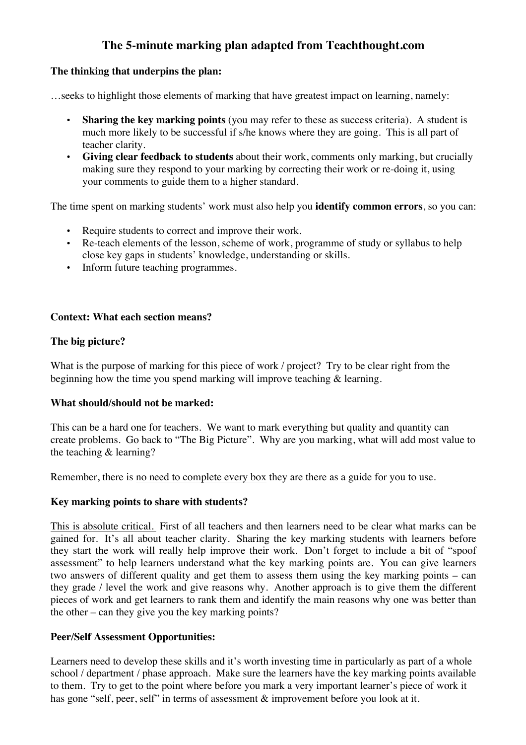# The 5-minute marking plan adapted from Teachthought.com

**The thinking that underpins the plan:**

…seeks to highlight those elements of marking that have greatest impact on learning, namely:

- **Sharing the key marking points** (you may refer to these as success criteria). A student is much more likely to be successful if s/he knows where they are going. This is all part of teacher clarity.
- **Giving clear feedback to students** about their work, comments only marking, but crucially making sure they respond to your marking by correcting their work or re-doing it, using your comments to guide them to a higher standard.

The time spent on marking students' work must also help you **identify common errors**, so you can:

- Require students to correct and improve their work.
- Re-teach elements of the lesson, scheme of work, programme of study or syllabus to help close key gaps in students' knowledge, understanding or skills.
- Inform future teaching programmes.

**Context: What each section means?**

**The big picture?**

What is the purpose of marking for this piece of work / project? Try to be clear right from the beginning how the time you spend marking will improve teaching & learning.

**What should/should not be marked:**

This can be a hard one for teachers. We want to mark everything but quality and quantity can create problems. Go back to "The Big Picture". Why are you marking, what will add most value to the teaching & learning?

Remember, there is no need to complete every box they are there as a guide for you to use.

**Key marking points to share with students?**

This is absolute critical. First of all teachers and then learners need to be clear what marks can be gained for. It's all about teacher clarity. Sharing the key marking students with learners before they start the work will really help improve their work. Don't forget to include a bit of "spoof assessment" to help learners understand what the key marking points are. You can give learners two answers of different quality and get them to assess them using the key marking points – can they grade / level the work and give reasons why. Another approach is to give them the different pieces of work and get learners to rank them and identify the main reasons why one was better than the other – can they give you the key marking points?

**Peer/Self Assessment Opportunities:**

Learners need to develop these skills and it's worth investing time in particularly as part of a whole school / department / phase approach. Make sure the learners have the key marking points available to them. Try to get to the point where before you mark a very important learner's piece of work it has gone "self, peer, self" in terms of assessment & improvement before you look at it.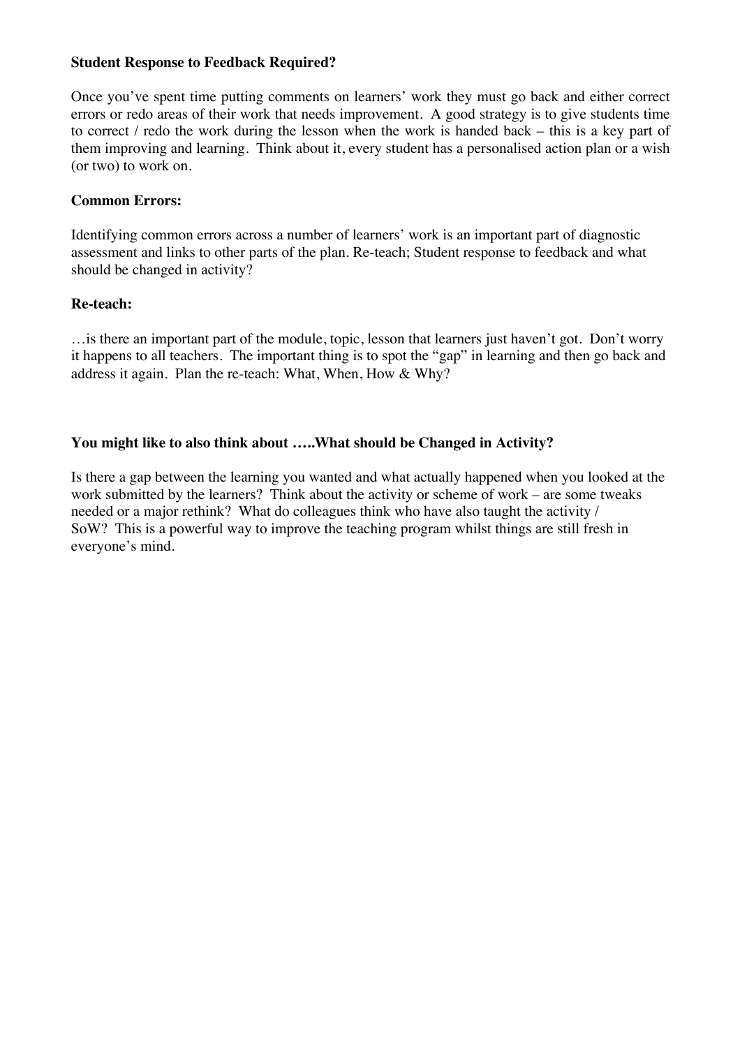**Student Response to Feedback Required?**

Once you've spent time putting comments on learners' work they must go back and either correct errors or redo areas of their work that needs improvement. A good strategy is to give students time to correct / redo the work during the lesson when the work is handed back – this is a key part of them improving and learning. Think about it, every student has a personalised action plan or a wish (or two) to work on.

**Common Errors:**

Identifying common errors across a number of learners' work is an important part of diagnostic assessment and links to other parts of the plan. Re-teach; Student response to feedback and what should be changed in activity?

**Re-teach:**

…is there an important part of the module, topic, lesson that learners just haven't got. Don't worry it happens to all teachers. The important thing is to spot the "gap" in learning and then go back and address it again. Plan the re-teach: What, When, How & Why?

**You might like to also think about …..What should be Changed in Activity?**

Is there a gap between the learning you wanted and what actually happened when you looked at the work submitted by the learners? Think about the activity or scheme of work – are some tweaks needed or a major rethink? What do colleagues think who have also taught the activity / SoW? This is a powerful way to improve the teaching program whilst things are still fresh in everyone's mind.